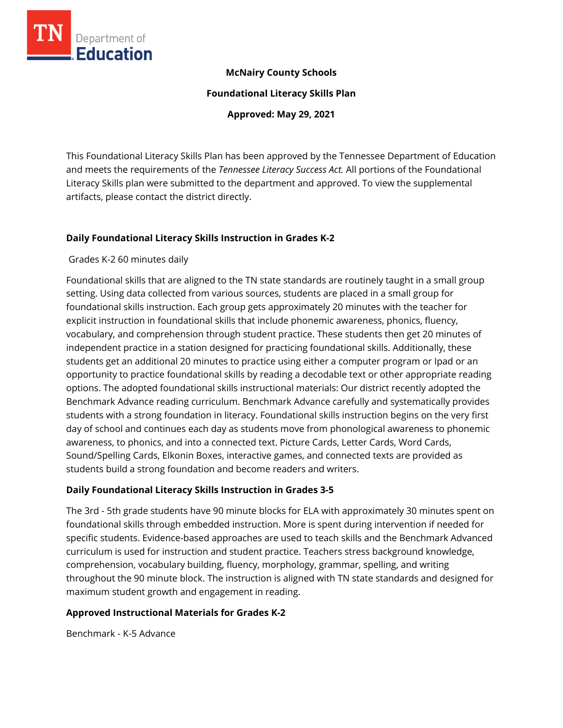**McNairy County Schools**

**Foundational Literacy Skills Plan**

**Approved: May 29, 2021**

This Foundational Literacy Skills Plan has been approved by the Tennessee Department of Education and meets the requirements of the *Tennessee Literacy Success Act.* All portions of the Foundational Literacy Skills plan were submitted to the department and approved. To view the supplemental artifacts, please contact the district directly.

## Daily Foundational Literacy Skills Instruction in Grades K-2

Grades K-2 60 minutes daily

Foundational skills that are aligned to the TN state standards are routinely taught in a small group setting. Using data collected from various sources, students are placed in a small group for foundational skills instruction. Each group gets approximately 20 minutes with the teacher for explicit instruction in foundational skills that include phonemic awareness, phonics, fluency, vocabulary, and comprehension through student practice. These students then get 20 minutes of independent practice in a station designed for practicing foundational skills. Additionally, these students get an additional 20 minutes to practice using either a computer program or Ipad or an opportunity to practice foundational skills by reading a decodable text or other appropriate reading options. The adopted foundational skills instructional materials: Our district recently adopted the Benchmark Advance reading curriculum. Benchmark Advance carefully and systematically provides students with a strong foundation in literacy. Foundational skills instruction begins on the very first day of school and continues each day as students move from phonological awareness to phonemic awareness, to phonics, and into a connected text. Picture Cards, Letter Cards, Word Cards, Sound/Spelling Cards, Elkonin Boxes, interactive games, and connected texts are provided as students build a strong foundation and become readers and writers.

## Daily Foundational Literacy Skills Instruction in Grades 3-5

The 3rd - 5th grade students have 90 minute blocks for ELA with approximately 30 minutes spent on foundational skills through embedded instruction. More is spent during intervention if needed for specific students. Evidence-based approaches are used to teach skills and the Benchmark Advanced curriculum is used for instruction and student practice. Teachers stress background knowledge, comprehension, vocabulary building, fluency, morphology, grammar, spelling, and writing throughout the 90 minute block. The instruction is aligned with TN state standards and designed for maximum student growth and engagement in reading.

## Approved Instructional Materials for Grades K-2

Benchmark - K-5 Advance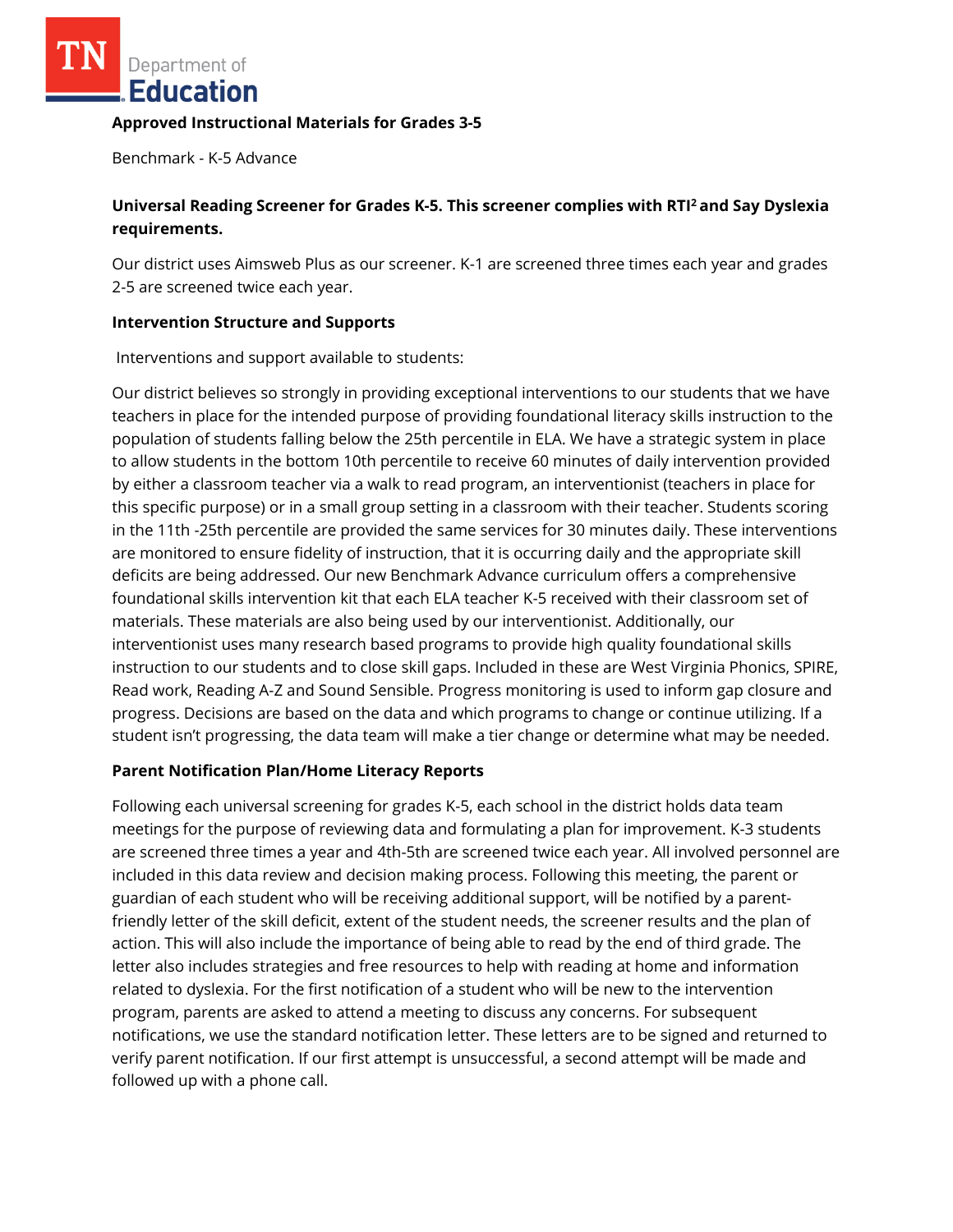**Approved Instructional Materials for Grades 3-5**

Benchmark - K-5 Advance

**Universal Reading Screener for Grades K-5. This screener complies with RTI² and Say Dyslexia requirements.**

Our district uses Aimsweb Plus as our screener. K-1 are screened three times each year and grades 2-5 are screened twice each year.

**Intervention Structure and Supports**

Interventions and support available to students:

Our district believes so strongly in providing exceptional interventions to our students that we have teachers in place for the intended purpose of providing foundational literacy skills instruction to the population of students falling below the 25th percentile in ELA. We have a strategic system in place to allow students in the bottom 10th percentile to receive 60 minutes of daily intervention provided by either a classroom teacher via a walk to read program, an interventionist (teachers in place for this specific purpose) or in a small group setting in a classroom with their teacher. Students scoring in the 11th -25th percentile are provided the same services for 30 minutes daily. These interventions are monitored to ensure fidelity of instruction, that it is occurring daily and the appropriate skill deficits are being addressed. Our new Benchmark Advance curriculum offers a comprehensive foundational skills intervention kit that each ELA teacher K-5 received with their classroom set of materials. These materials are also being used by our interventionist. Additionally, our interventionist uses many research based programs to provide high quality foundational skills instruction to our students and to close skill gaps. Included in these are West Virginia Phonics, SPIRE, Read work, Reading A-Z and Sound Sensible. Progress monitoring is used to inform gap closure and progress. Decisions are based on the data and which programs to change or continue utilizing. If a student isn't progressing, the data team will make a tier change or determine what may be needed.

**Parent Notification Plan/Home Literacy Reports**

Following each universal screening for grades K-5, each school in the district holds data team meetings for the purpose of reviewing data and formulating a plan for improvement. K-3 students are screened three times a year and 4th-5th are screened twice each year. All involved personnel are included in this data review and decision making process. Following this meeting, the parent or guardian of each student who will be receiving additional support, will be notified by a parent-friendly letter of the skill deficit, extent of the student needs, the screener results and the plan of action. This will also include the importance of being able to read by the end of third grade. The letter also includes strategies and free resources to help with reading at home and information related to dyslexia. For the first notification of a student who will be new to the intervention program, parents are asked to attend a meeting to discuss any concerns. For subsequent notifications, we use the standard notification letter. These letters are to be signed and returned to verify parent notification. If our first attempt is unsuccessful, a second attempt will be made and followed up with a phone call.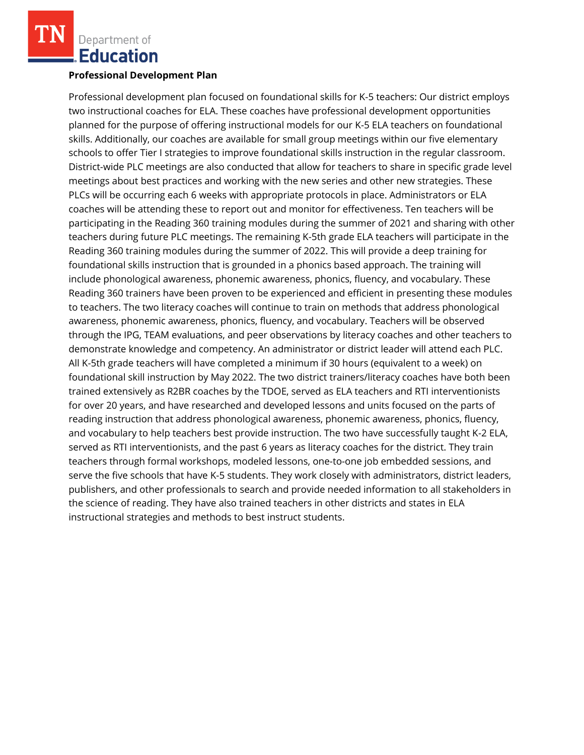**Professional Development Plan**

Professional development plan focused on foundational skills for K-5 teachers: Our district employs two instructional coaches for ELA. These coaches have professional development opportunities planned for the purpose of offering instructional models for our K-5 ELA teachers on foundational skills. Additionally, our coaches are available for small group meetings within our five elementary schools to offer Tier I strategies to improve foundational skills instruction in the regular classroom. District-wide PLC meetings are also conducted that allow for teachers to share in specific grade level meetings about best practices and working with the new series and other new strategies. These PLCs will be occurring each 6 weeks with appropriate protocols in place. Administrators or ELA coaches will be attending these to report out and monitor for effectiveness. Ten teachers will be participating in the Reading 360 training modules during the summer of 2021 and sharing with other teachers during future PLC meetings. The remaining K-5th grade ELA teachers will participate in the Reading 360 training modules during the summer of 2022. This will provide a deep training for foundational skills instruction that is grounded in a phonics based approach. The training will include phonological awareness, phonemic awareness, phonics, fluency, and vocabulary. These Reading 360 trainers have been proven to be experienced and efficient in presenting these modules to teachers. The two literacy coaches will continue to train on methods that address phonological awareness, phonemic awareness, phonics, fluency, and vocabulary. Teachers will be observed through the IPG, TEAM evaluations, and peer observations by literacy coaches and other teachers to demonstrate knowledge and competency. An administrator or district leader will attend each PLC. All K-5th grade teachers will have completed a minimum if 30 hours (equivalent to a week) on foundational skill instruction by May 2022. The two district trainers/literacy coaches have both been trained extensively as R2BR coaches by the TDOE, served as ELA teachers and RTI interventionists for over 20 years, and have researched and developed lessons and units focused on the parts of reading instruction that address phonological awareness, phonemic awareness, phonics, fluency, and vocabulary to help teachers best provide instruction. The two have successfully taught K-2 ELA, served as RTI interventionists, and the past 6 years as literacy coaches for the district. They train teachers through formal workshops, modeled lessons, one-to-one job embedded sessions, and serve the five schools that have K-5 students. They work closely with administrators, district leaders, publishers, and other professionals to search and provide needed information to all stakeholders in the science of reading. They have also trained teachers in other districts and states in ELA instructional strategies and methods to best instruct students.